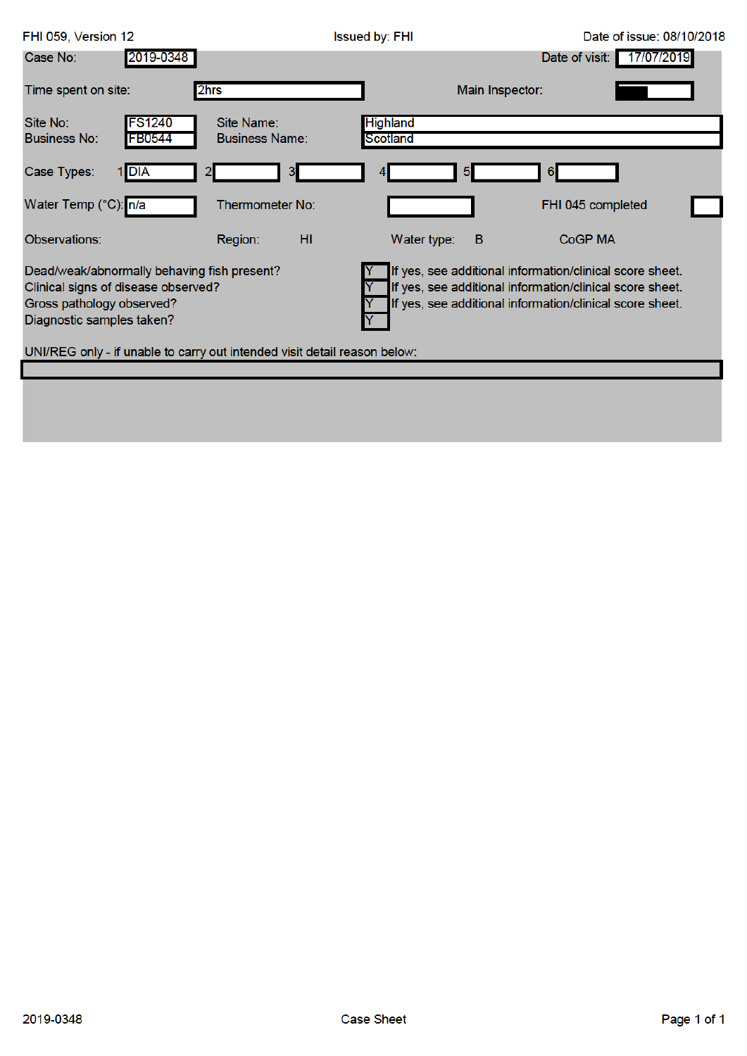FHI 059, Version 12 | Issued by: FHI | Date of issue: 08/10/2018

| | | | |
|---|---|---|---|
| Case No: | 2019-0348 | Date of visit: | 17/07/2019 |
| Time spent on site: | 2hrs | Main Inspector: | |
| Site No: | FS1240 | Site Name: | Highland |
| Business No: | FB0544 | Business Name: | Scotland |

Case Types: 1 DIA 2 3 4 5 6

| | | | |
|---|---|---|---|
| Water Temp (°C): | n/a | Thermometer No: | |
| FHI 045 completed | | | |

Observations: Region: HI Water type: B CoGP MA

| | | |
|---|---|---|
| Dead/weak/abnormally behaving fish present? | Y | If yes, see additional information/clinical score sheet. |
| Clinical signs of disease observed? | Y | If yes, see additional information/clinical score sheet. |
| Gross pathology observed? | Y | If yes, see additional information/clinical score sheet. |
| Diagnostic samples taken? | Y | |

UNI/REG only - if unable to carry out intended visit detail reason below:

2019-0348 Case Sheet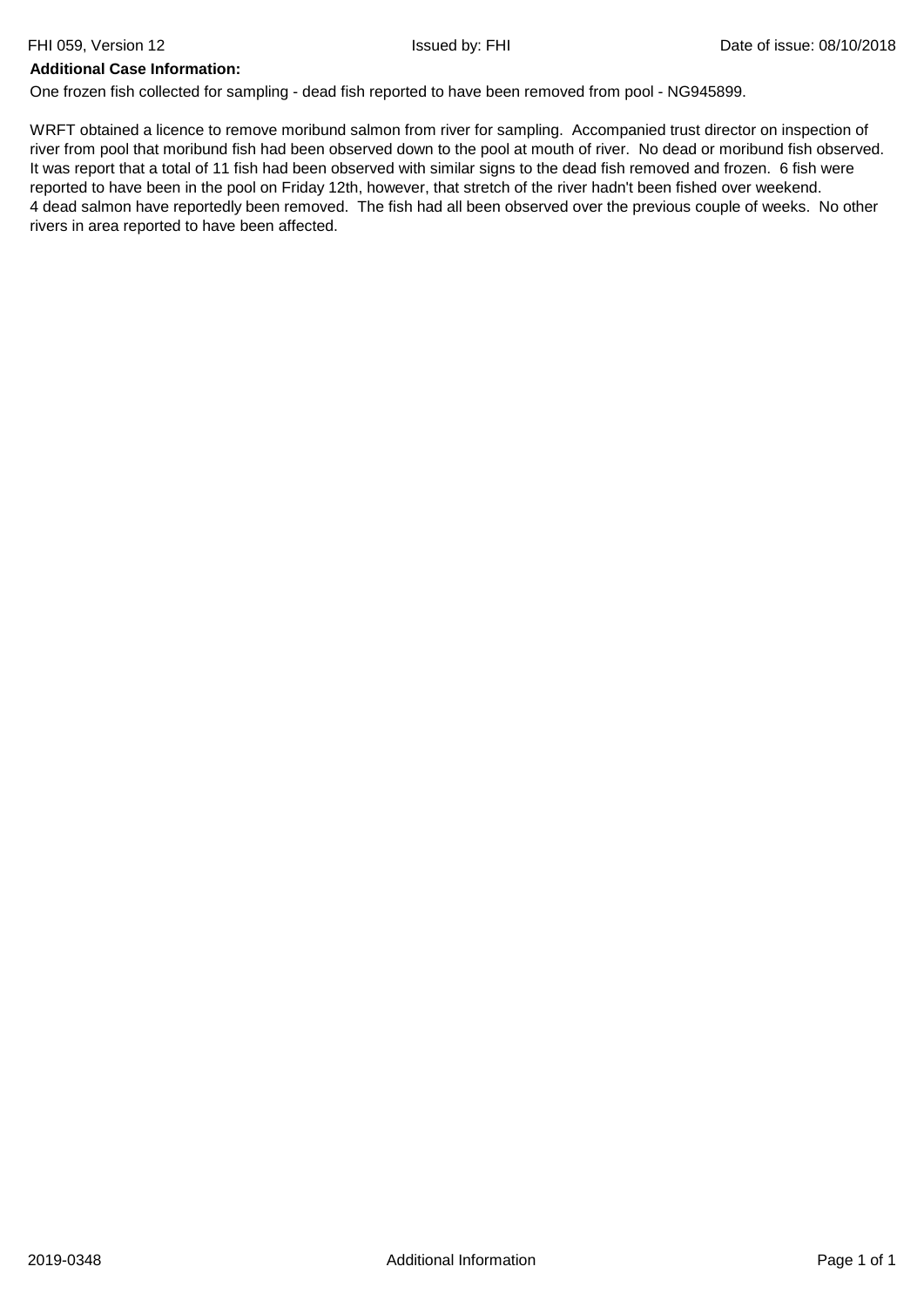**Additional Case Information:**

One frozen fish collected for sampling - dead fish reported to have been removed from pool - NG945899.

WRFT obtained a licence to remove moribund salmon from river for sampling. Accompanied trust director on inspection of river from pool that moribund fish had been observed down to the pool at mouth of river. No dead or moribund fish observed. It was report that a total of 11 fish had been observed with similar signs to the dead fish removed and frozen. 6 fish were reported to have been in the pool on Friday 12th, however, that stretch of the river hadn't been fished over weekend. 4 dead salmon have reportedly been removed. The fish had all been observed over the previous couple of weeks. No other rivers in area reported to have been affected.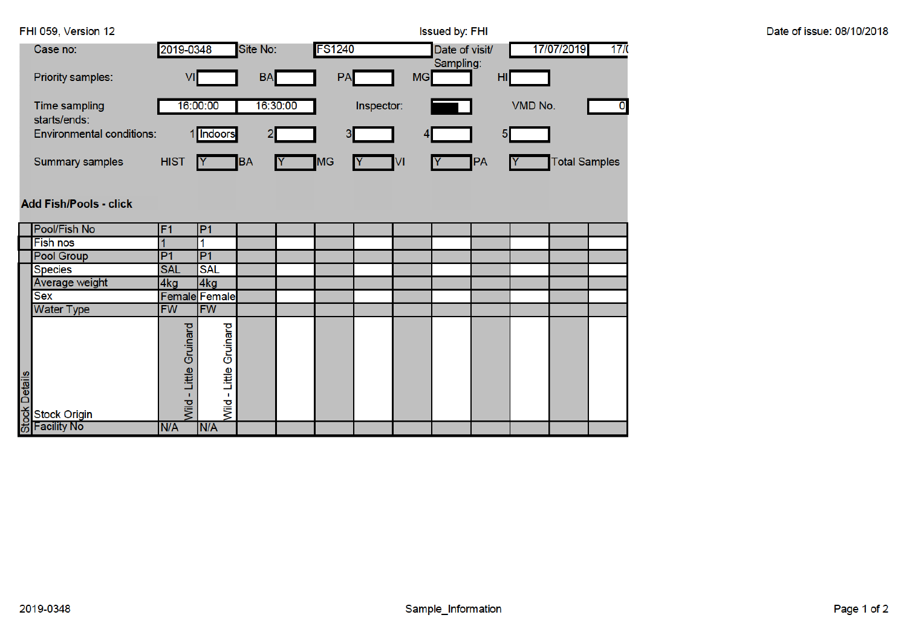FHI 059, Version 12 | Issued by: FHI | Date of issue: 08/10/2018

| | | | | | | | | | | |
|---|---|---|---|---|---|---|---|---|---|---|
| Case no: | 2019-0348 | Site No: | FS1240 | Date of visit/ Sampling: | 17/07/2019 | 17/0 | | | | |
| Priority samples: | VI | | BA | | PA | | MG | | HI | |
| Time sampling starts/ends: | 16:00:00 | 16:30:00 | | Inspector: | | | VMD No. | 0 | | |
| Environmental conditions: | 1 | Indoors | 2 | | 3 | | 4 | | 5 | |
| Summary samples | HIST | Y | BA | Y | MG | Y | VI | Y | PA | Y Total Samples |

**Add Fish/Pools - click**

| | | | | | | | | | | | |
|---|---|---|---|---|---|---|---|---|---|---|---|
| Pool/Fish No | F1 | P1 | | | | | | | | | |
| Fish nos | 1 | 1 | | | | | | | | | |
| Pool Group | P1 | P1 | | | | | | | | | |
| Species | SAL | SAL | | | | | | | | | |
| Average weight | 4kg | 4kg | | | | | | | | | |
| Sex | Female | Female | | | | | | | | | |
| Water Type | FW | FW | | | | | | | | | |
| Stock Origin | Wild - Little Gruinard | Wild - Little Gruinard | | | | | | | | | |
| Facility No | N/A | N/A | | | | | | | | | |

Stock Details

2019-0348 Sample_Information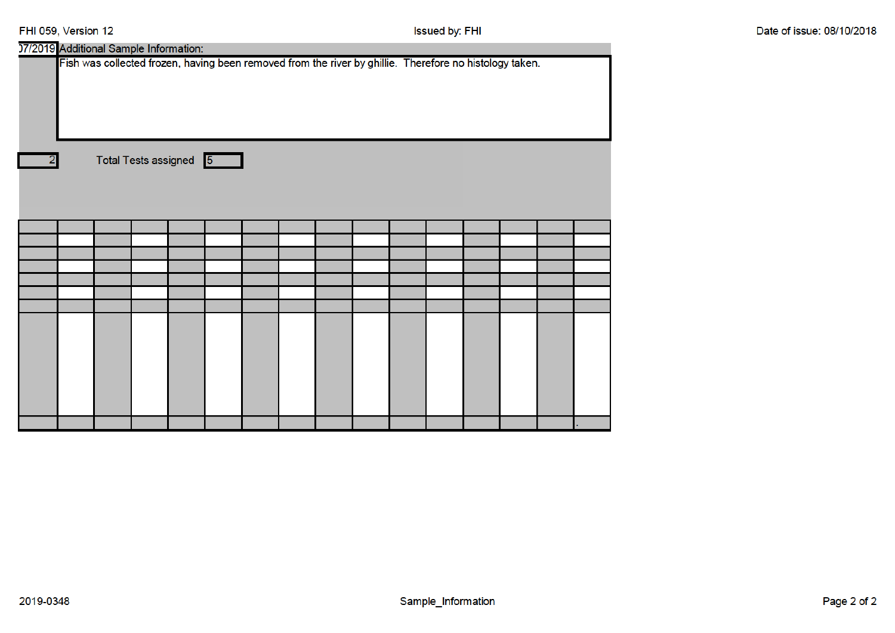)7/2019 Additional Sample Information:

Fish was collected frozen, having been removed from the river by ghillie.  Therefore no histology taken.

| 2 | Total Tests assigned | 5 |
|---|---|---|

| | | | | | | | | | | | | | | | |
|---|---|---|---|---|---|---|---|---|---|---|---|---|---|---|---|
| | | | | | | | | | | | | | | | |
| | | | | | | | | | | | | | | | |
| | | | | | | | | | | | | | | | |
| | | | | | | | | | | | | | | | |
| | | | | | | | | | | | | | | | |
| | | | | | | | | | | | | | | | |
| | | | | | | | | | | | | | | | |
| | | | | | | | | | | | | | | | . |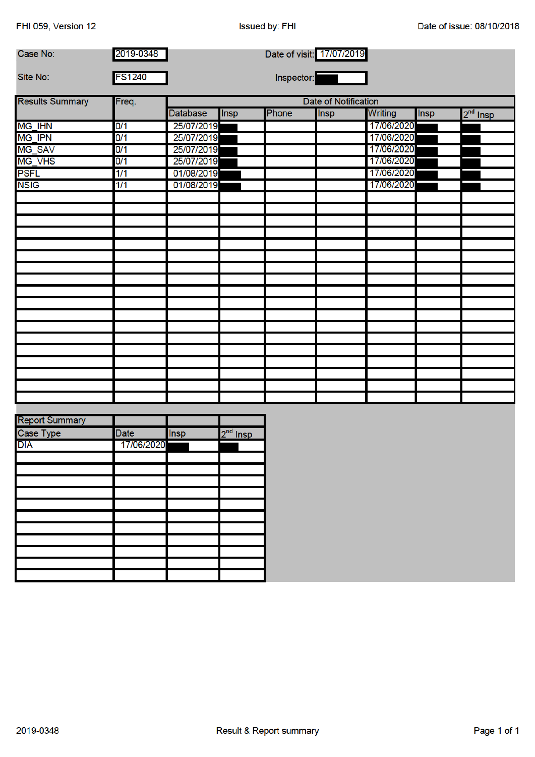FHI 059, Version 12 | Issued by: FHI | Date of issue: 08/10/2018

| | | | |
|---|---|---|---|
| Case No: | 2019-0348 | Date of visit: | 17/07/2019 |
| Site No: | FS1240 | Inspector: | |

| Results Summary | Freq. | Date of Notification | | | | | | |
|---|---|---|---|---|---|---|---|---|
| | | Database | Insp | Phone | Insp | Writing | Insp | 2nd Insp |
| MG_IHN | 0/1 | 25/07/2019 | | | | 17/06/2020 | | |
| MG_IPN | 0/1 | 25/07/2019 | | | | 17/06/2020 | | |
| MG_SAV | 0/1 | 25/07/2019 | | | | 17/06/2020 | | |
| MG_VHS | 0/1 | 25/07/2019 | | | | 17/06/2020 | | |
| PSFL | 1/1 | 01/08/2019 | | | | 17/06/2020 | | |
| NSIG | 1/1 | 01/08/2019 | | | | 17/06/2020 | | |

| Report Summary | | | |
|---|---|---|---|
| Case Type | Date | Insp | 2nd Insp |
| DIA | 17/06/2020 | | |

2019-0348 | Result & Report summary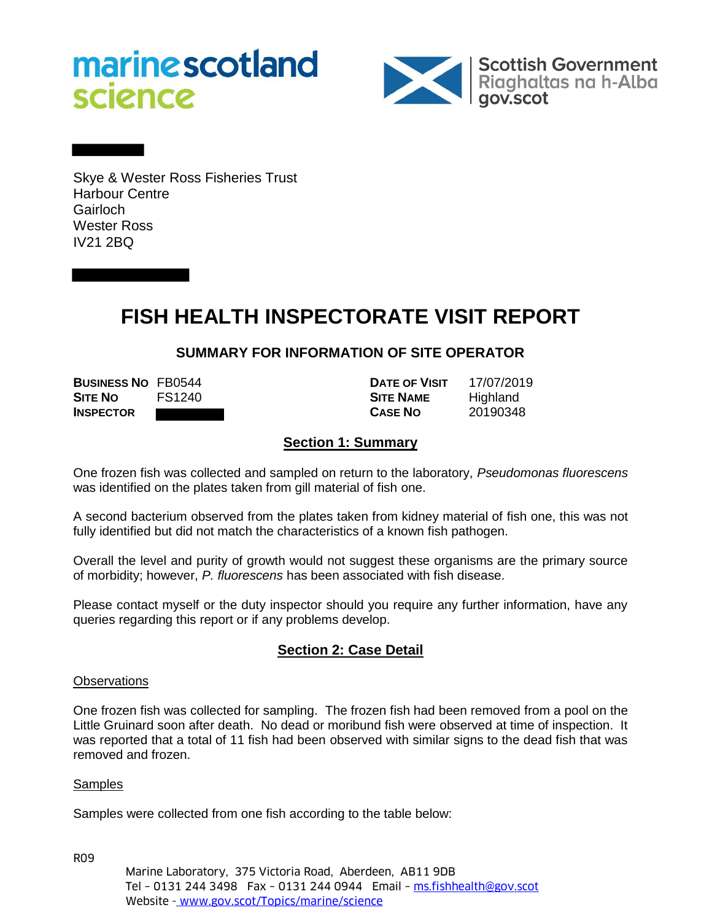marinescotland science

Scottish Government
Riaghaltas na h-Alba
gov.scot

Skye & Wester Ross Fisheries Trust
Harbour Centre
Gairloch
Wester Ross
IV21 2BQ

# FISH HEALTH INSPECTORATE VISIT REPORT

### SUMMARY FOR INFORMATION OF SITE OPERATOR

| | | | |
|---|---|---|---|
| **BUSINESS NO** | FB0544 | **DATE OF VISIT** | 17/07/2019 |
| **SITE NO** | FS1240 | **SITE NAME** | Highland |
| **INSPECTOR** | | **CASE NO** | 20190348 |

## Section 1: Summary

One frozen fish was collected and sampled on return to the laboratory, *Pseudomonas fluorescens* was identified on the plates taken from gill material of fish one.

A second bacterium observed from the plates taken from kidney material of fish one, this was not fully identified but did not match the characteristics of a known fish pathogen.

Overall the level and purity of growth would not suggest these organisms are the primary source of morbidity; however, *P. fluorescens* has been associated with fish disease.

Please contact myself or the duty inspector should you require any further information, have any queries regarding this report or if any problems develop.

## Section 2: Case Detail

Observations

One frozen fish was collected for sampling. The frozen fish had been removed from a pool on the Little Gruinard soon after death. No dead or moribund fish were observed at time of inspection. It was reported that a total of 11 fish had been observed with similar signs to the dead fish that was removed and frozen.

Samples

Samples were collected from one fish according to the table below:

R09

Marine Laboratory, 375 Victoria Road, Aberdeen, AB11 9DB
Tel – 0131 244 3498 Fax – 0131 244 0944 Email – ms.fishhealth@gov.scot
Website - www.gov.scot/Topics/marine/science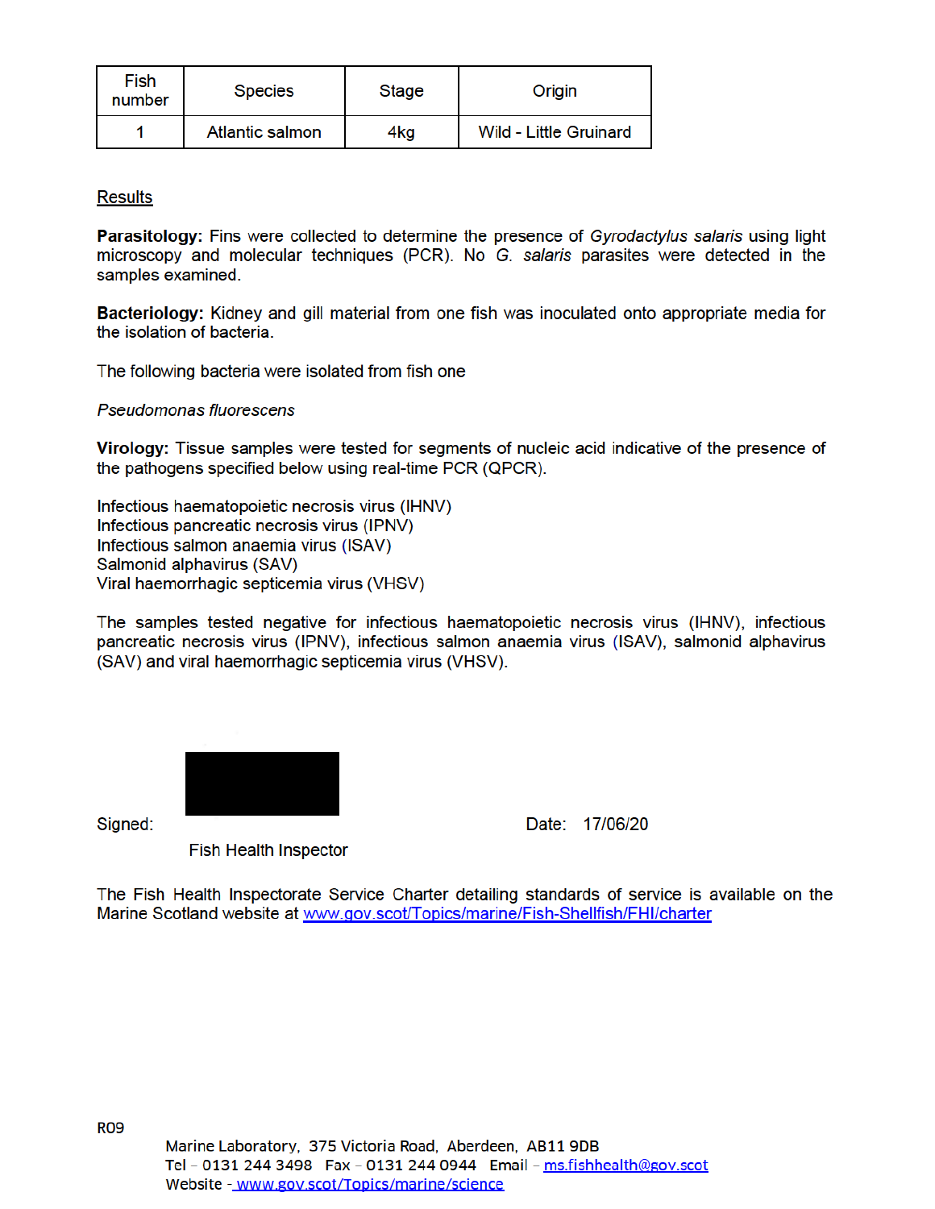| Fish number | Species | Stage | Origin |
|---|---|---|---|
| 1 | Atlantic salmon | 4kg | Wild - Little Gruinard |

<u>Results</u>

**Parasitology:** Fins were collected to determine the presence of *Gyrodactylus salaris* using light microscopy and molecular techniques (PCR). No *G. salaris* parasites were detected in the samples examined.

**Bacteriology:** Kidney and gill material from one fish was inoculated onto appropriate media for the isolation of bacteria.

The following bacteria were isolated from fish one

*Pseudomonas fluorescens*

**Virology:** Tissue samples were tested for segments of nucleic acid indicative of the presence of the pathogens specified below using real-time PCR (QPCR).

Infectious haematopoietic necrosis virus (IHNV)
Infectious pancreatic necrosis virus (IPNV)
Infectious salmon anaemia virus (ISAV)
Salmonid alphavirus (SAV)
Viral haemorrhagic septicemia virus (VHSV)

The samples tested negative for infectious haematopoietic necrosis virus (IHNV), infectious pancreatic necrosis virus (IPNV), infectious salmon anaemia virus (ISAV), salmonid alphavirus (SAV) and viral haemorrhagic septicemia virus (VHSV).

Signed: Date: 17/06/20

Fish Health Inspector

The Fish Health Inspectorate Service Charter detailing standards of service is available on the Marine Scotland website at [www.gov.scot/Topics/marine/Fish-Shellfish/FHI/charter](www.gov.scot/Topics/marine/Fish-Shellfish/FHI/charter)

R09

Marine Laboratory, 375 Victoria Road, Aberdeen, AB11 9DB
Tel – 0131 244 3498 Fax – 0131 244 0944 Email – ms.fishhealth@gov.scot
Website – www.gov.scot/Topics/marine/science